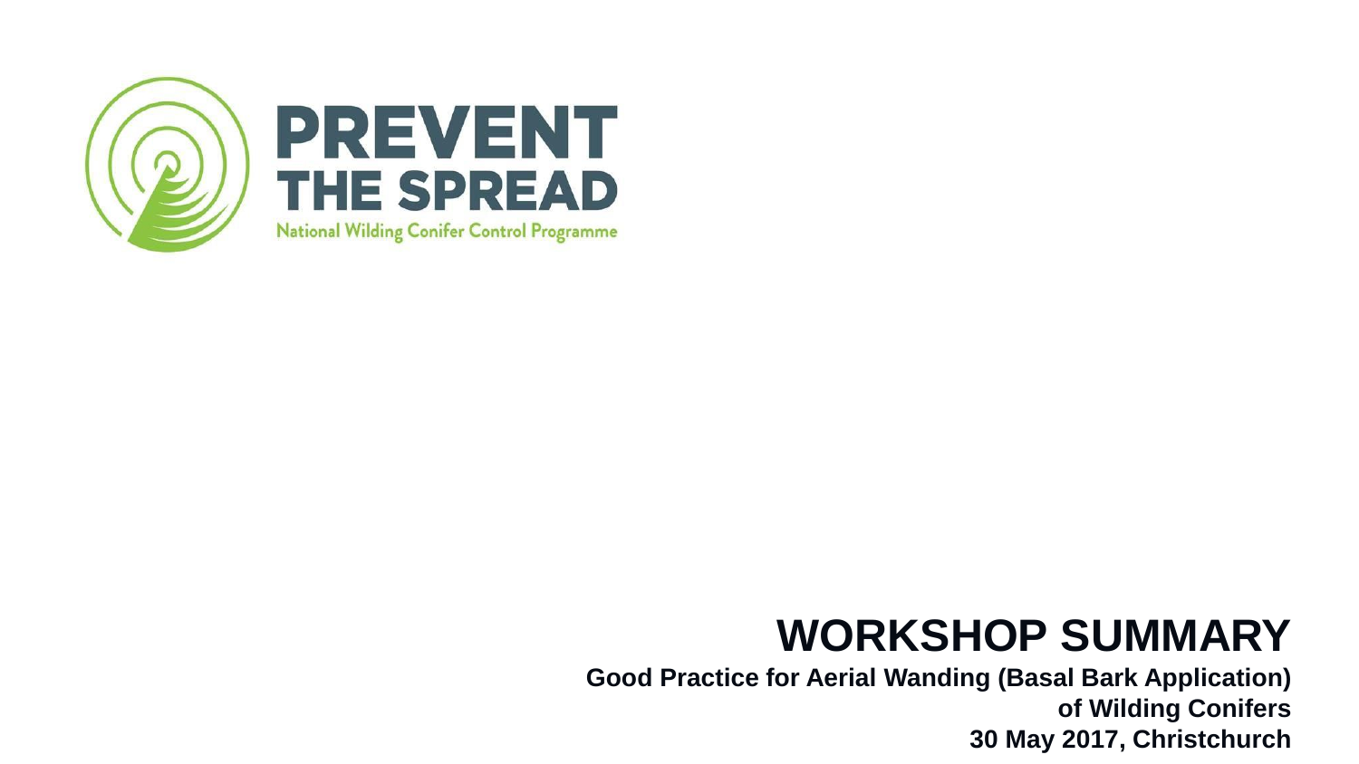PREVENT THE SPREAD

National Wilding Conifer Control Programme

# WORKSHOP SUMMARY

**Good Practice for Aerial Wanding (Basal Bark Application) of Wilding Conifers**

**30 May 2017, Christchurch**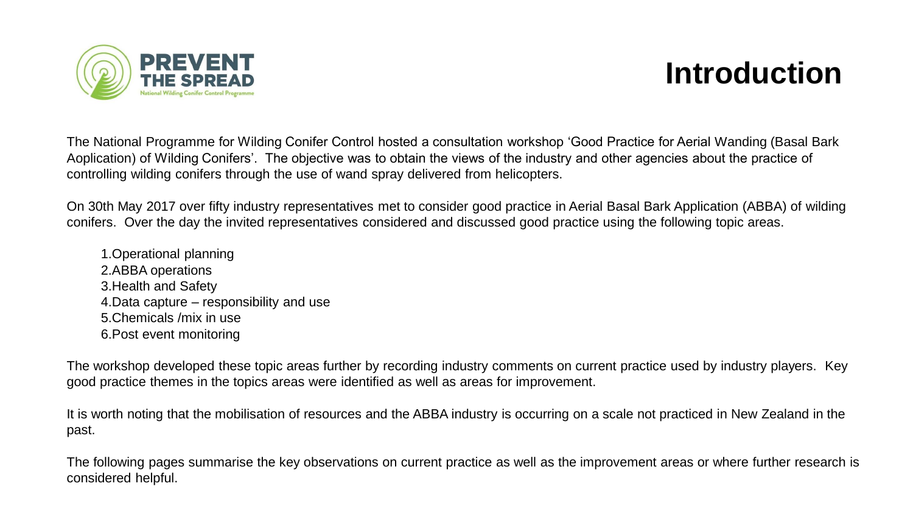# Introduction

The National Programme for Wilding Conifer Control hosted a consultation workshop 'Good Practice for Aerial Wanding (Basal Bark Aoplication) of Wilding Conifers'. The objective was to obtain the views of the industry and other agencies about the practice of controlling wilding conifers through the use of wand spray delivered from helicopters.

On 30th May 2017 over fifty industry representatives met to consider good practice in Aerial Basal Bark Application (ABBA) of wilding conifers. Over the day the invited representatives considered and discussed good practice using the following topic areas.

1. Operational planning
2. ABBA operations
3. Health and Safety
4. Data capture – responsibility and use
5. Chemicals /mix in use
6. Post event monitoring

The workshop developed these topic areas further by recording industry comments on current practice used by industry players. Key good practice themes in the topics areas were identified as well as areas for improvement.

It is worth noting that the mobilisation of resources and the ABBA industry is occurring on a scale not practiced in New Zealand in the past.

The following pages summarise the key observations on current practice as well as the improvement areas or where further research is considered helpful.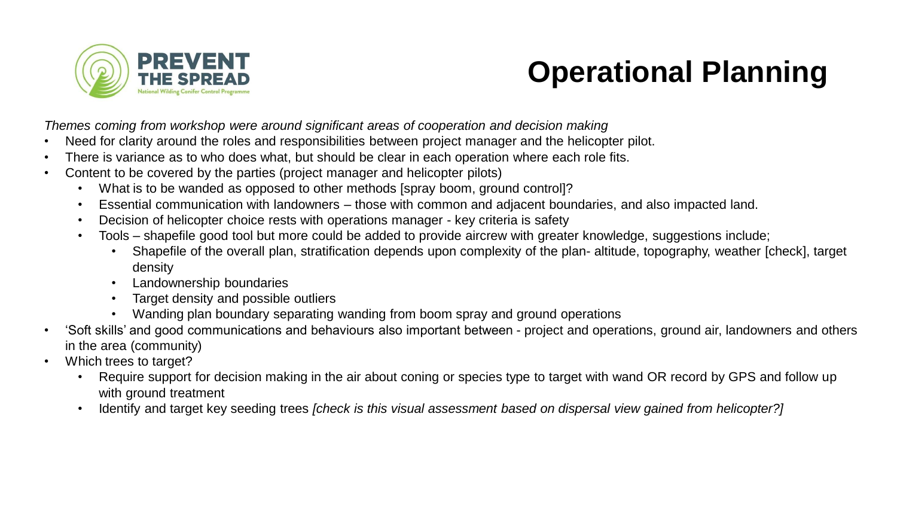# Operational Planning

*Themes coming from workshop were around significant areas of cooperation and decision making*

- Need for clarity around the roles and responsibilities between project manager and the helicopter pilot.
- There is variance as to who does what, but should be clear in each operation where each role fits.
- Content to be covered by the parties (project manager and helicopter pilots)
  - What is to be wanded as opposed to other methods [spray boom, ground control]?
  - Essential communication with landowners – those with common and adjacent boundaries, and also impacted land.
  - Decision of helicopter choice rests with operations manager - key criteria is safety
  - Tools – shapefile good tool but more could be added to provide aircrew with greater knowledge, suggestions include;
    - Shapefile of the overall plan, stratification depends upon complexity of the plan- altitude, topography, weather [check], target density
    - Landownership boundaries
    - Target density and possible outliers
    - Wanding plan boundary separating wanding from boom spray and ground operations
- 'Soft skills' and good communications and behaviours also important between - project and operations, ground air, landowners and others in the area (community)
- Which trees to target?
  - Require support for decision making in the air about coning or species type to target with wand OR record by GPS and follow up with ground treatment
  - Identify and target key seeding trees *[check is this visual assessment based on dispersal view gained from helicopter?]*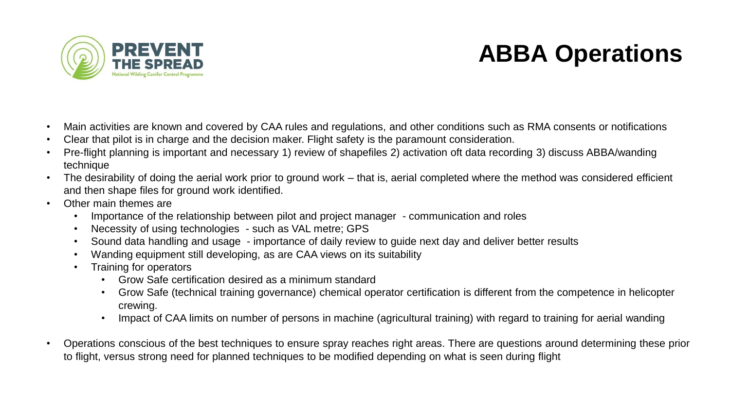# ABBA Operations

- Main activities are known and covered by CAA rules and regulations, and other conditions such as RMA consents or notifications
- Clear that pilot is in charge and the decision maker. Flight safety is the paramount consideration.
- Pre-flight planning is important and necessary 1) review of shapefiles 2) activation oft data recording 3) discuss ABBA/wanding technique
- The desirability of doing the aerial work prior to ground work – that is, aerial completed where the method was considered efficient and then shape files for ground work identified.
- Other main themes are
  - Importance of the relationship between pilot and project manager - communication and roles
  - Necessity of using technologies - such as VAL metre; GPS
  - Sound data handling and usage - importance of daily review to guide next day and deliver better results
  - Wanding equipment still developing, as are CAA views on its suitability
  - Training for operators
    - Grow Safe certification desired as a minimum standard
    - Grow Safe (technical training governance) chemical operator certification is different from the competence in helicopter crewing.
    - Impact of CAA limits on number of persons in machine (agricultural training) with regard to training for aerial wanding
- Operations conscious of the best techniques to ensure spray reaches right areas. There are questions around determining these prior to flight, versus strong need for planned techniques to be modified depending on what is seen during flight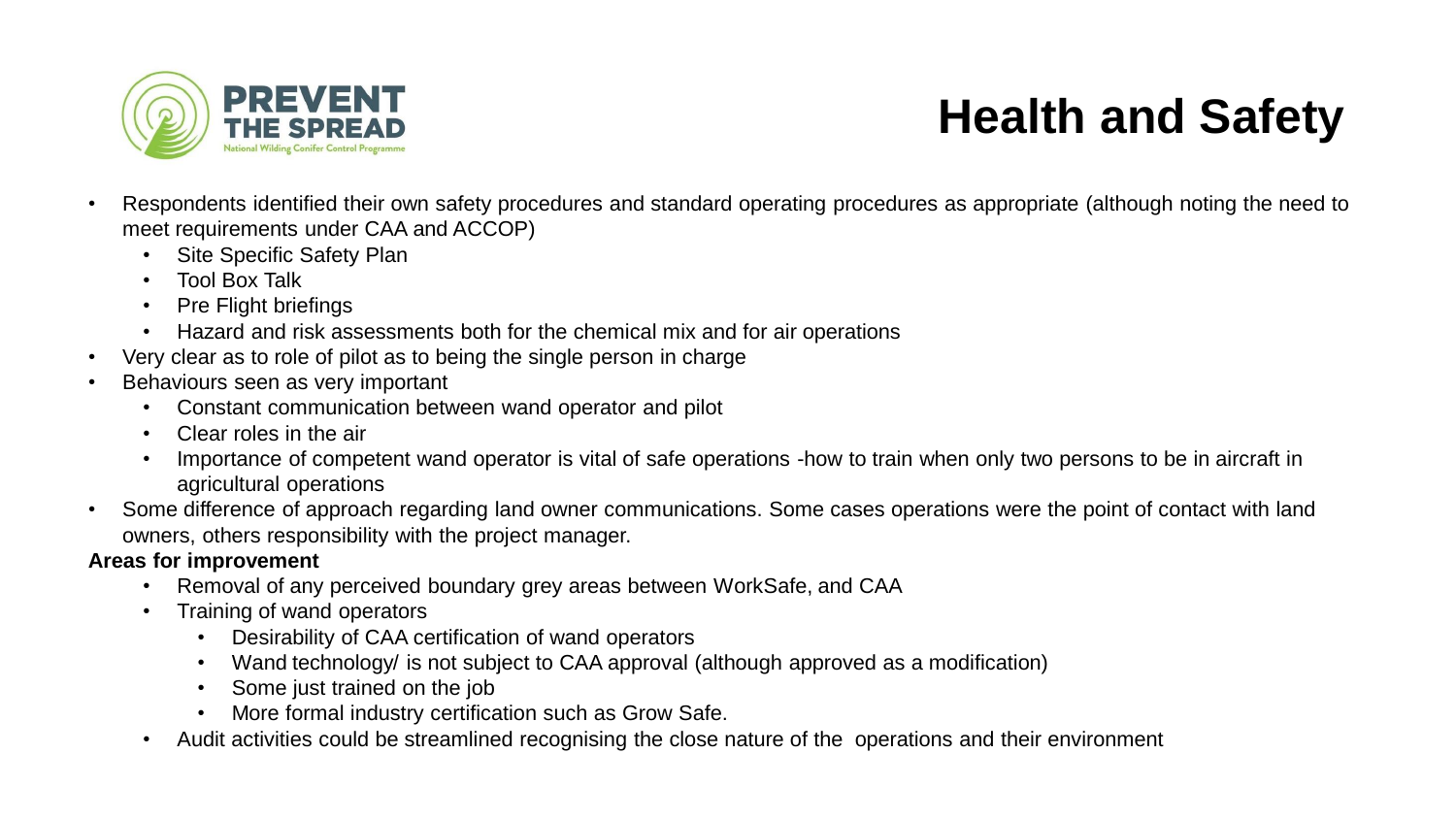# Health and Safety

- Respondents identified their own safety procedures and standard operating procedures as appropriate (although noting the need to meet requirements under CAA and ACCOP)
  - Site Specific Safety Plan
  - Tool Box Talk
  - Pre Flight briefings
  - Hazard and risk assessments both for the chemical mix and for air operations
- Very clear as to role of pilot as to being the single person in charge
- Behaviours seen as very important
  - Constant communication between wand operator and pilot
  - Clear roles in the air
  - Importance of competent wand operator is vital of safe operations -how to train when only two persons to be in aircraft in agricultural operations
- Some difference of approach regarding land owner communications. Some cases operations were the point of contact with land owners, others responsibility with the project manager.

**Areas for improvement**

- Removal of any perceived boundary grey areas between WorkSafe, and CAA
- Training of wand operators
  - Desirability of CAA certification of wand operators
  - Wand technology/ is not subject to CAA approval (although approved as a modification)
  - Some just trained on the job
  - More formal industry certification such as Grow Safe.
- Audit activities could be streamlined recognising the close nature of the operations and their environment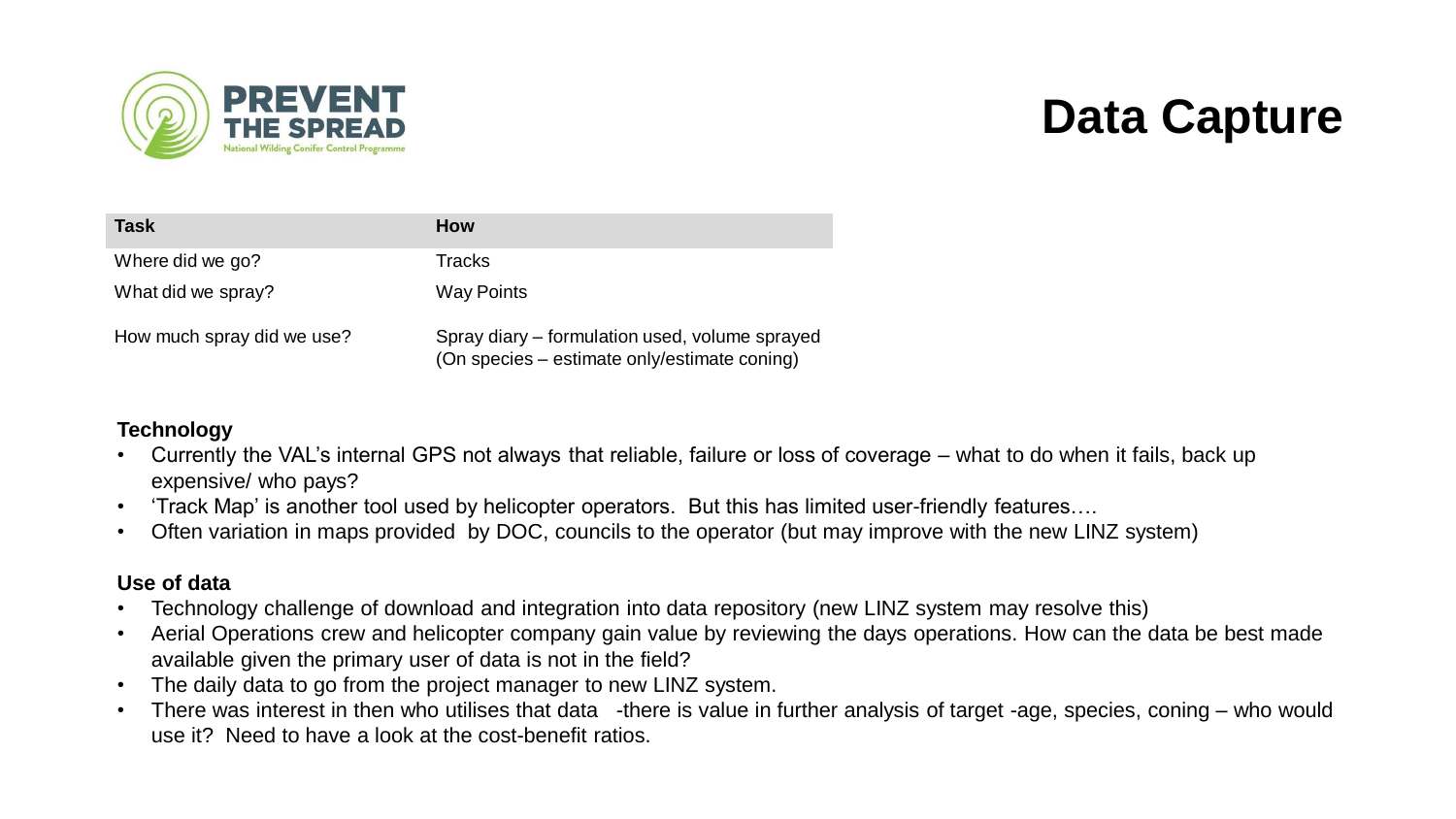# Data Capture

| Task | How |
| --- | --- |
| Where did we go? | Tracks |
| What did we spray? | Way Points |
| How much spray did we use? | Spray diary – formulation used, volume sprayed (On species – estimate only/estimate coning) |

**Technology**

- Currently the VAL's internal GPS not always that reliable, failure or loss of coverage – what to do when it fails, back up expensive/ who pays?
- 'Track Map' is another tool used by helicopter operators. But this has limited user-friendly features….
- Often variation in maps provided by DOC, councils to the operator (but may improve with the new LINZ system)

**Use of data**

- Technology challenge of download and integration into data repository (new LINZ system may resolve this)
- Aerial Operations crew and helicopter company gain value by reviewing the days operations. How can the data be best made available given the primary user of data is not in the field?
- The daily data to go from the project manager to new LINZ system.
- There was interest in then who utilises that data -there is value in further analysis of target -age, species, coning – who would use it? Need to have a look at the cost-benefit ratios.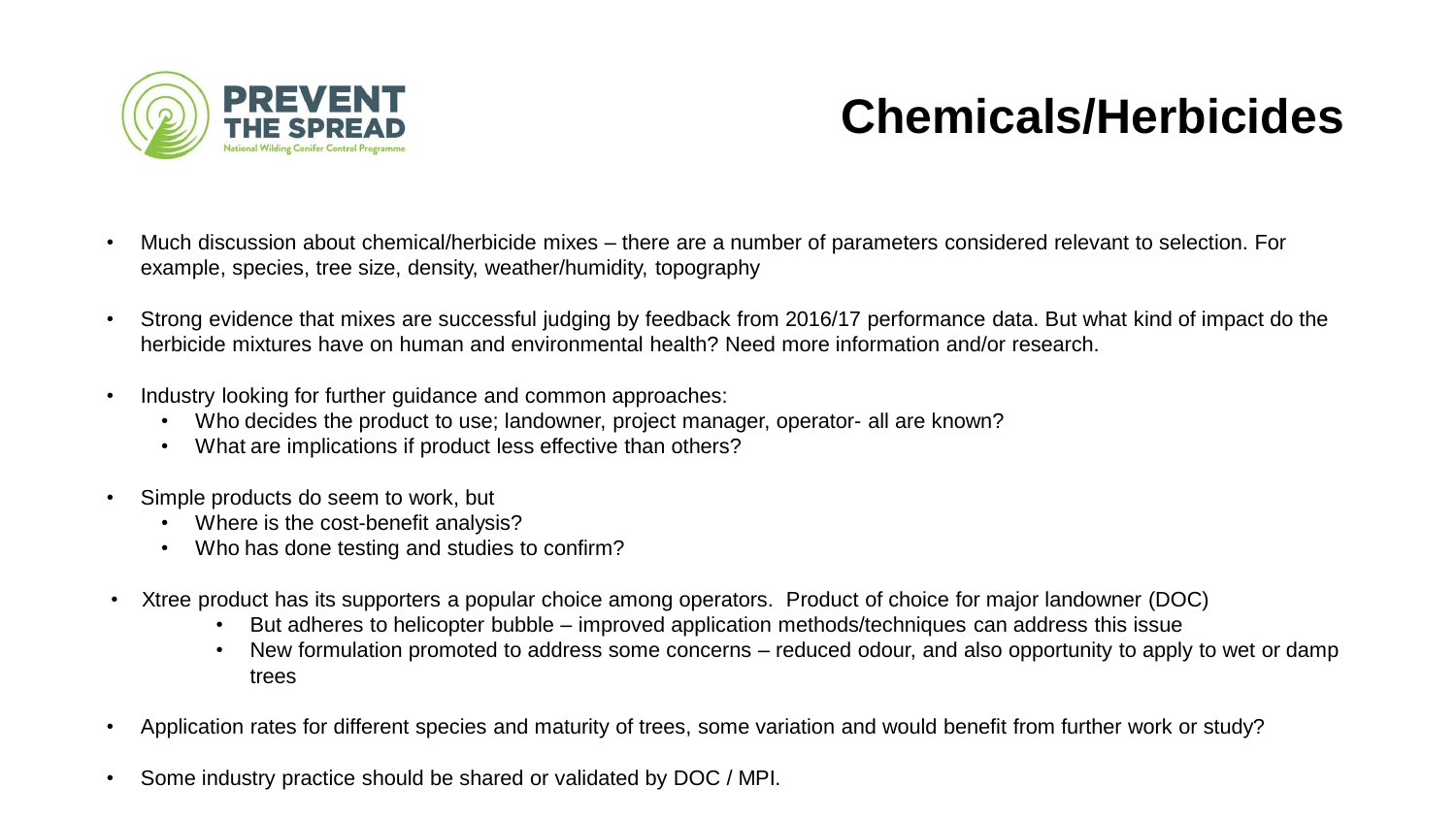# Chemicals/Herbicides

- Much discussion about chemical/herbicide mixes – there are a number of parameters considered relevant to selection. For example, species, tree size, density, weather/humidity, topography
- Strong evidence that mixes are successful judging by feedback from 2016/17 performance data. But what kind of impact do the herbicide mixtures have on human and environmental health? Need more information and/or research.
- Industry looking for further guidance and common approaches:
  - Who decides the product to use; landowner, project manager, operator- all are known?
  - What are implications if product less effective than others?
- Simple products do seem to work, but
  - Where is the cost-benefit analysis?
  - Who has done testing and studies to confirm?
- Xtree product has its supporters a popular choice among operators. Product of choice for major landowner (DOC)
  - But adheres to helicopter bubble – improved application methods/techniques can address this issue
  - New formulation promoted to address some concerns – reduced odour, and also opportunity to apply to wet or damp trees
- Application rates for different species and maturity of trees, some variation and would benefit from further work or study?
- Some industry practice should be shared or validated by DOC / MPI.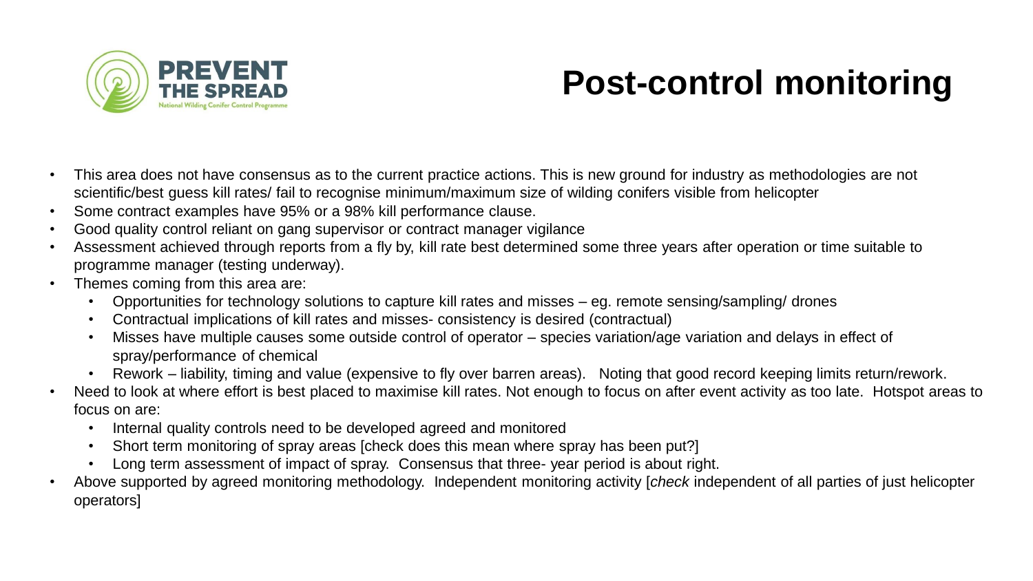# Post-control monitoring

- This area does not have consensus as to the current practice actions. This is new ground for industry as methodologies are not scientific/best guess kill rates/ fail to recognise minimum/maximum size of wilding conifers visible from helicopter
- Some contract examples have 95% or a 98% kill performance clause.
- Good quality control reliant on gang supervisor or contract manager vigilance
- Assessment achieved through reports from a fly by, kill rate best determined some three years after operation or time suitable to programme manager (testing underway).
- Themes coming from this area are:
  - Opportunities for technology solutions to capture kill rates and misses – eg. remote sensing/sampling/ drones
  - Contractual implications of kill rates and misses- consistency is desired (contractual)
  - Misses have multiple causes some outside control of operator – species variation/age variation and delays in effect of spray/performance of chemical
  - Rework – liability, timing and value (expensive to fly over barren areas). Noting that good record keeping limits return/rework.
- Need to look at where effort is best placed to maximise kill rates. Not enough to focus on after event activity as too late. Hotspot areas to focus on are:
  - Internal quality controls need to be developed agreed and monitored
  - Short term monitoring of spray areas [check does this mean where spray has been put?]
  - Long term assessment of impact of spray. Consensus that three- year period is about right.
- Above supported by agreed monitoring methodology. Independent monitoring activity [*check* independent of all parties of just helicopter operators]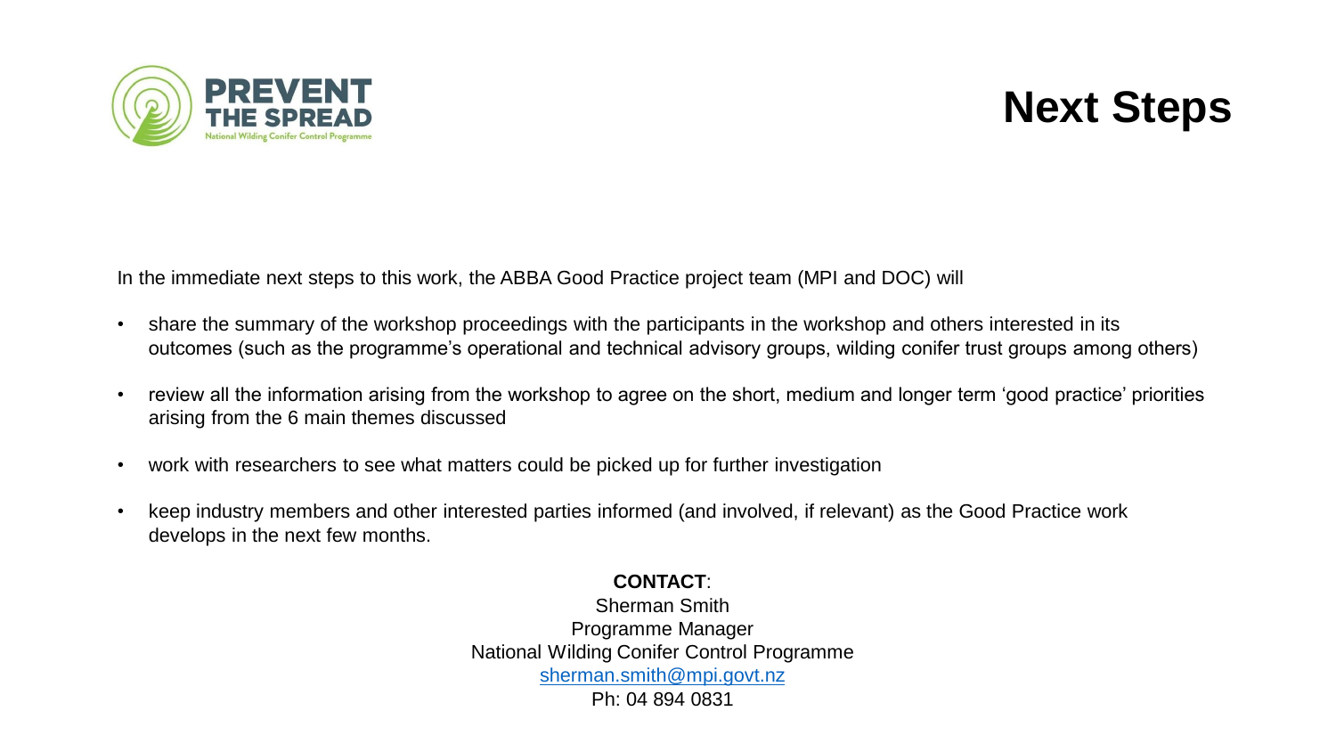PREVENT THE SPREAD

National Wilding Conifer Control Programme

# Next Steps

In the immediate next steps to this work, the ABBA Good Practice project team (MPI and DOC) will

- share the summary of the workshop proceedings with the participants in the workshop and others interested in its outcomes (such as the programme's operational and technical advisory groups, wilding conifer trust groups among others)
- review all the information arising from the workshop to agree on the short, medium and longer term 'good practice' priorities arising from the 6 main themes discussed
- work with researchers to see what matters could be picked up for further investigation
- keep industry members and other interested parties informed (and involved, if relevant) as the Good Practice work develops in the next few months.

**CONTACT**:
Sherman Smith
Programme Manager
National Wilding Conifer Control Programme
sherman.smith@mpi.govt.nz
Ph: 04 894 0831